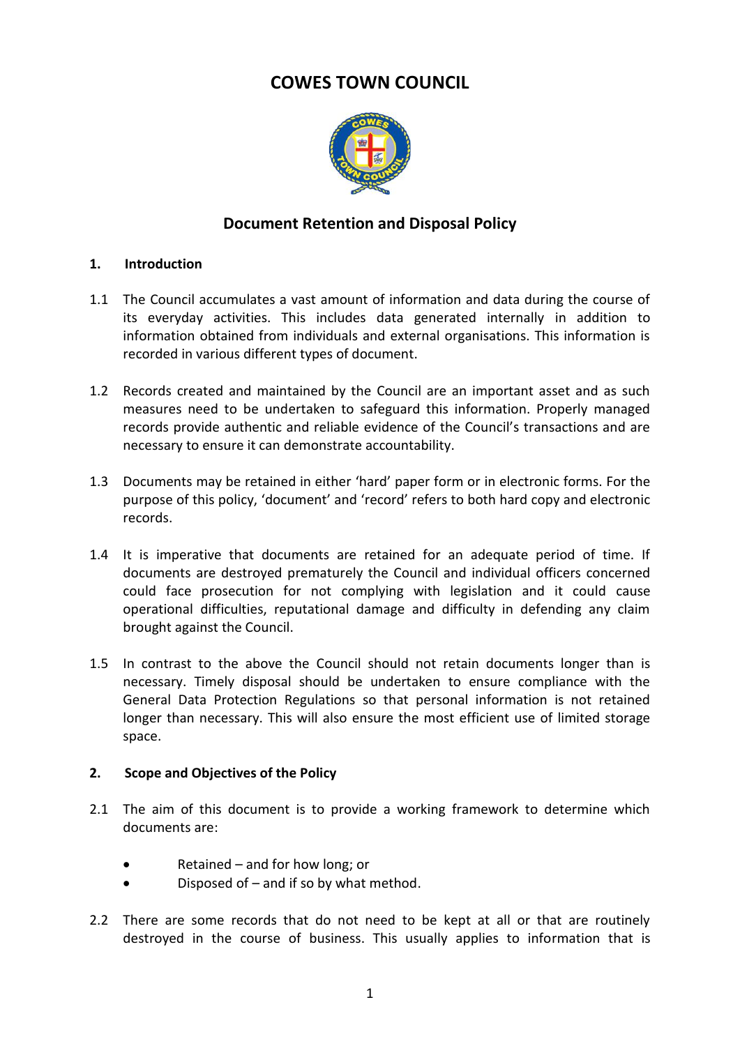# COWES TOWN COUNCIL

## Document Retention and Disposal Policy

### 1. Introduction

1.1 The Council accumulates a vast amount of information and data during the course of its everyday activities. This includes data generated internally in addition to information obtained from individuals and external organisations. This information is recorded in various different types of document.

1.2 Records created and maintained by the Council are an important asset and as such measures need to be undertaken to safeguard this information. Properly managed records provide authentic and reliable evidence of the Council's transactions and are necessary to ensure it can demonstrate accountability.

1.3 Documents may be retained in either 'hard' paper form or in electronic forms. For the purpose of this policy, 'document' and 'record' refers to both hard copy and electronic records.

1.4 It is imperative that documents are retained for an adequate period of time. If documents are destroyed prematurely the Council and individual officers concerned could face prosecution for not complying with legislation and it could cause operational difficulties, reputational damage and difficulty in defending any claim brought against the Council.

1.5 In contrast to the above the Council should not retain documents longer than is necessary. Timely disposal should be undertaken to ensure compliance with the General Data Protection Regulations so that personal information is not retained longer than necessary. This will also ensure the most efficient use of limited storage space.

### 2. Scope and Objectives of the Policy

2.1 The aim of this document is to provide a working framework to determine which documents are:

- Retained – and for how long; or
- Disposed of – and if so by what method.

2.2 There are some records that do not need to be kept at all or that are routinely destroyed in the course of business. This usually applies to information that is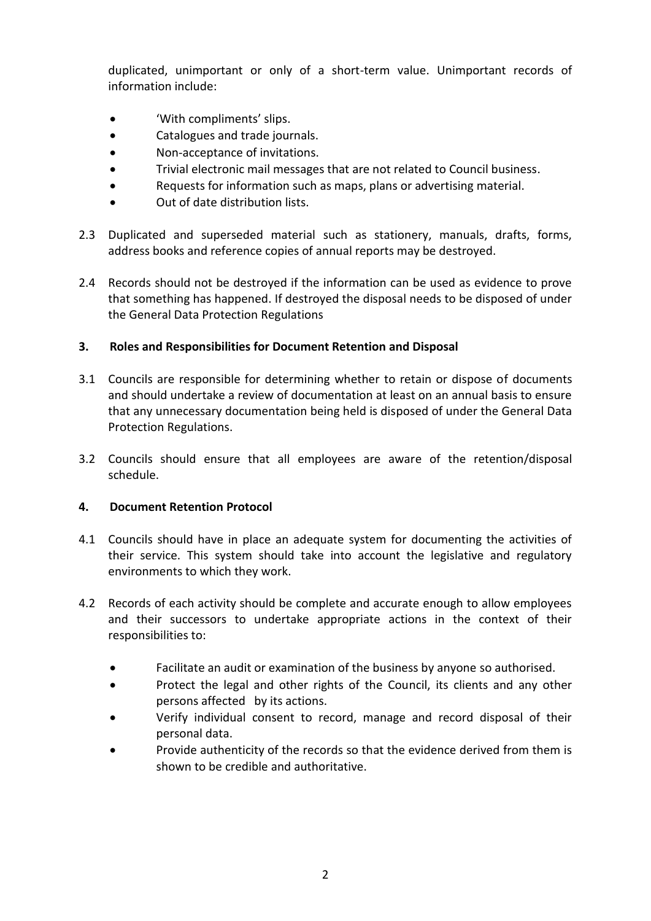duplicated, unimportant or only of a short-term value. Unimportant records of information include:

- 'With compliments' slips.
- Catalogues and trade journals.
- Non-acceptance of invitations.
- Trivial electronic mail messages that are not related to Council business.
- Requests for information such as maps, plans or advertising material.
- Out of date distribution lists.

2.3 Duplicated and superseded material such as stationery, manuals, drafts, forms, address books and reference copies of annual reports may be destroyed.

2.4 Records should not be destroyed if the information can be used as evidence to prove that something has happened. If destroyed the disposal needs to be disposed of under the General Data Protection Regulations

## 3. Roles and Responsibilities for Document Retention and Disposal

3.1 Councils are responsible for determining whether to retain or dispose of documents and should undertake a review of documentation at least on an annual basis to ensure that any unnecessary documentation being held is disposed of under the General Data Protection Regulations.

3.2 Councils should ensure that all employees are aware of the retention/disposal schedule.

## 4. Document Retention Protocol

4.1 Councils should have in place an adequate system for documenting the activities of their service. This system should take into account the legislative and regulatory environments to which they work.

4.2 Records of each activity should be complete and accurate enough to allow employees and their successors to undertake appropriate actions in the context of their responsibilities to:

- Facilitate an audit or examination of the business by anyone so authorised.
- Protect the legal and other rights of the Council, its clients and any other persons affected by its actions.
- Verify individual consent to record, manage and record disposal of their personal data.
- Provide authenticity of the records so that the evidence derived from them is shown to be credible and authoritative.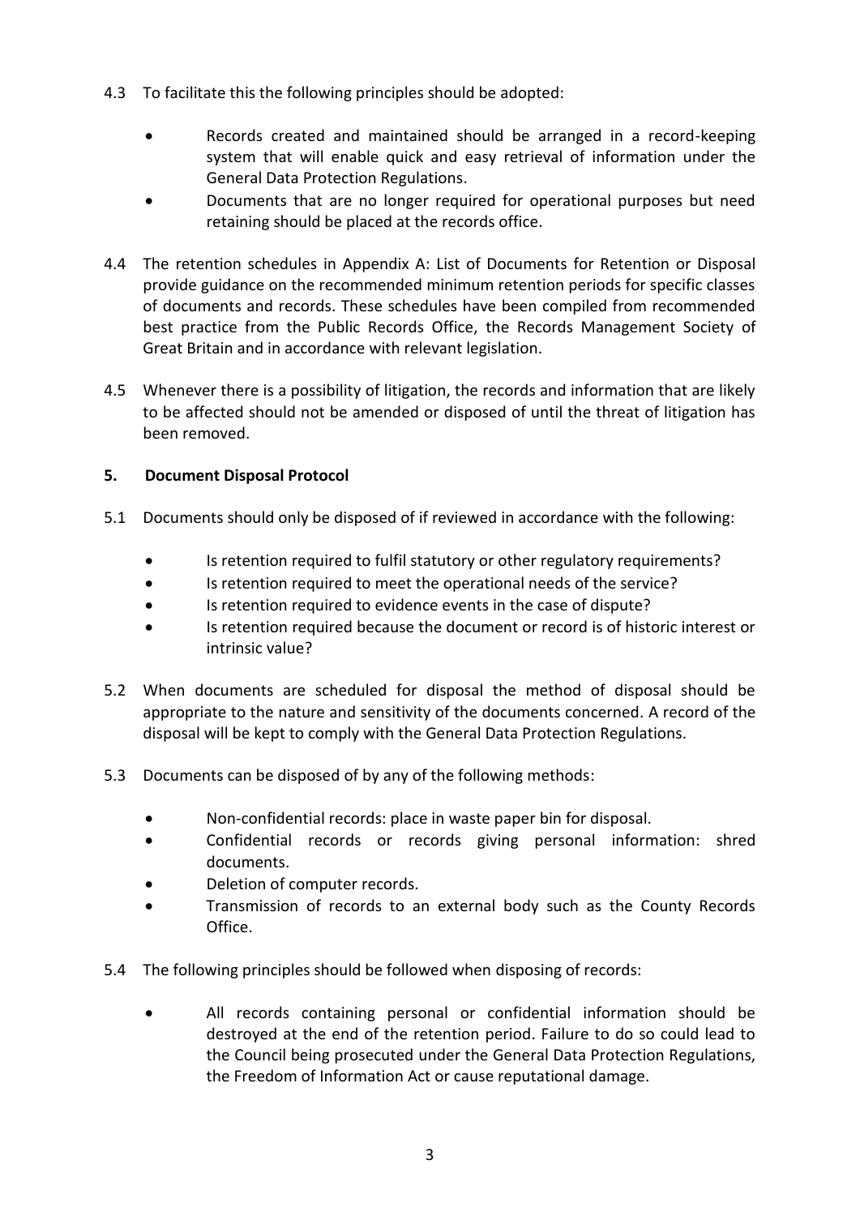4.3 To facilitate this the following principles should be adopted:

- Records created and maintained should be arranged in a record-keeping system that will enable quick and easy retrieval of information under the General Data Protection Regulations.
- Documents that are no longer required for operational purposes but need retaining should be placed at the records office.

4.4 The retention schedules in Appendix A: List of Documents for Retention or Disposal provide guidance on the recommended minimum retention periods for specific classes of documents and records. These schedules have been compiled from recommended best practice from the Public Records Office, the Records Management Society of Great Britain and in accordance with relevant legislation.

4.5 Whenever there is a possibility of litigation, the records and information that are likely to be affected should not be amended or disposed of until the threat of litigation has been removed.

## 5. Document Disposal Protocol

5.1 Documents should only be disposed of if reviewed in accordance with the following:

- Is retention required to fulfil statutory or other regulatory requirements?
- Is retention required to meet the operational needs of the service?
- Is retention required to evidence events in the case of dispute?
- Is retention required because the document or record is of historic interest or intrinsic value?

5.2 When documents are scheduled for disposal the method of disposal should be appropriate to the nature and sensitivity of the documents concerned. A record of the disposal will be kept to comply with the General Data Protection Regulations.

5.3 Documents can be disposed of by any of the following methods:

- Non-confidential records: place in waste paper bin for disposal.
- Confidential records or records giving personal information: shred documents.
- Deletion of computer records.
- Transmission of records to an external body such as the County Records Office.

5.4 The following principles should be followed when disposing of records:

- All records containing personal or confidential information should be destroyed at the end of the retention period. Failure to do so could lead to the Council being prosecuted under the General Data Protection Regulations, the Freedom of Information Act or cause reputational damage.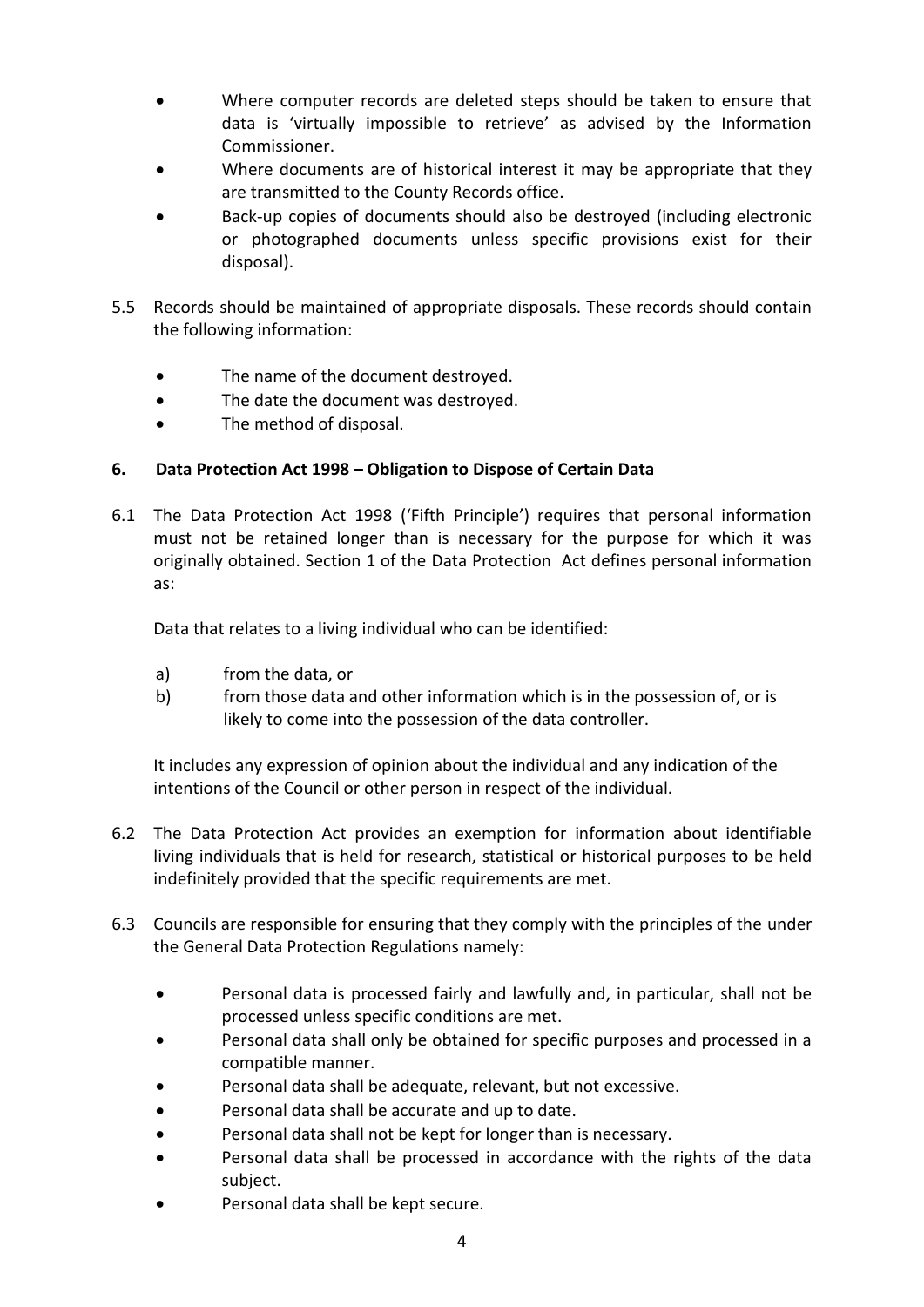- Where computer records are deleted steps should be taken to ensure that data is 'virtually impossible to retrieve' as advised by the Information Commissioner.
- Where documents are of historical interest it may be appropriate that they are transmitted to the County Records office.
- Back-up copies of documents should also be destroyed (including electronic or photographed documents unless specific provisions exist for their disposal).

5.5 Records should be maintained of appropriate disposals. These records should contain the following information:

- The name of the document destroyed.
- The date the document was destroyed.
- The method of disposal.

## 6. Data Protection Act 1998 – Obligation to Dispose of Certain Data

6.1 The Data Protection Act 1998 ('Fifth Principle') requires that personal information must not be retained longer than is necessary for the purpose for which it was originally obtained. Section 1 of the Data Protection Act defines personal information as:

Data that relates to a living individual who can be identified:

a) from the data, or
b) from those data and other information which is in the possession of, or is likely to come into the possession of the data controller.

It includes any expression of opinion about the individual and any indication of the intentions of the Council or other person in respect of the individual.

6.2 The Data Protection Act provides an exemption for information about identifiable living individuals that is held for research, statistical or historical purposes to be held indefinitely provided that the specific requirements are met.

6.3 Councils are responsible for ensuring that they comply with the principles of the under the General Data Protection Regulations namely:

- Personal data is processed fairly and lawfully and, in particular, shall not be processed unless specific conditions are met.
- Personal data shall only be obtained for specific purposes and processed in a compatible manner.
- Personal data shall be adequate, relevant, but not excessive.
- Personal data shall be accurate and up to date.
- Personal data shall not be kept for longer than is necessary.
- Personal data shall be processed in accordance with the rights of the data subject.
- Personal data shall be kept secure.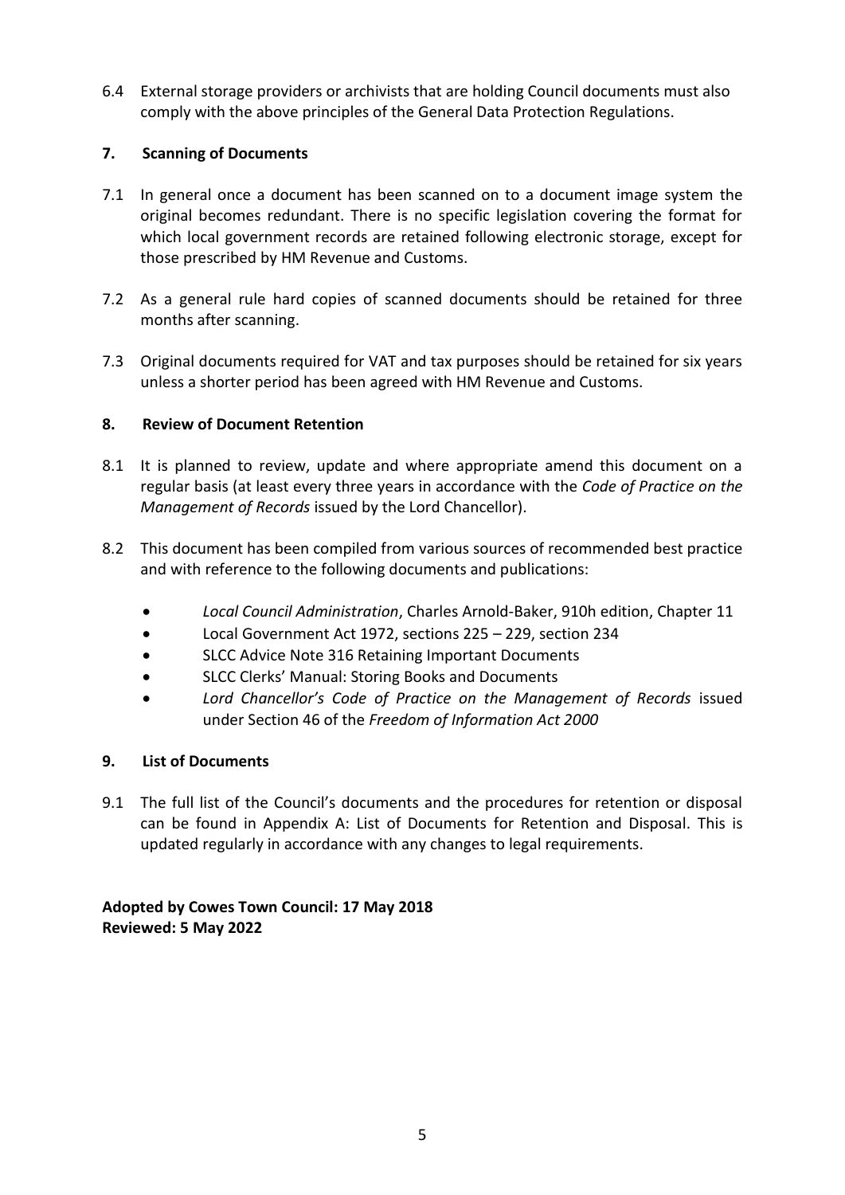6.4 External storage providers or archivists that are holding Council documents must also comply with the above principles of the General Data Protection Regulations.

## 7. Scanning of Documents

7.1 In general once a document has been scanned on to a document image system the original becomes redundant. There is no specific legislation covering the format for which local government records are retained following electronic storage, except for those prescribed by HM Revenue and Customs.

7.2 As a general rule hard copies of scanned documents should be retained for three months after scanning.

7.3 Original documents required for VAT and tax purposes should be retained for six years unless a shorter period has been agreed with HM Revenue and Customs.

## 8. Review of Document Retention

8.1 It is planned to review, update and where appropriate amend this document on a regular basis (at least every three years in accordance with the *Code of Practice on the Management of Records* issued by the Lord Chancellor).

8.2 This document has been compiled from various sources of recommended best practice and with reference to the following documents and publications:

- *Local Council Administration*, Charles Arnold-Baker, 910h edition, Chapter 11
- Local Government Act 1972, sections 225 – 229, section 234
- SLCC Advice Note 316 Retaining Important Documents
- SLCC Clerks' Manual: Storing Books and Documents
- *Lord Chancellor's Code of Practice on the Management of Records* issued under Section 46 of the *Freedom of Information Act 2000*

## 9. List of Documents

9.1 The full list of the Council's documents and the procedures for retention or disposal can be found in Appendix A: List of Documents for Retention and Disposal. This is updated regularly in accordance with any changes to legal requirements.

**Adopted by Cowes Town Council: 17 May 2018**
**Reviewed: 5 May 2022**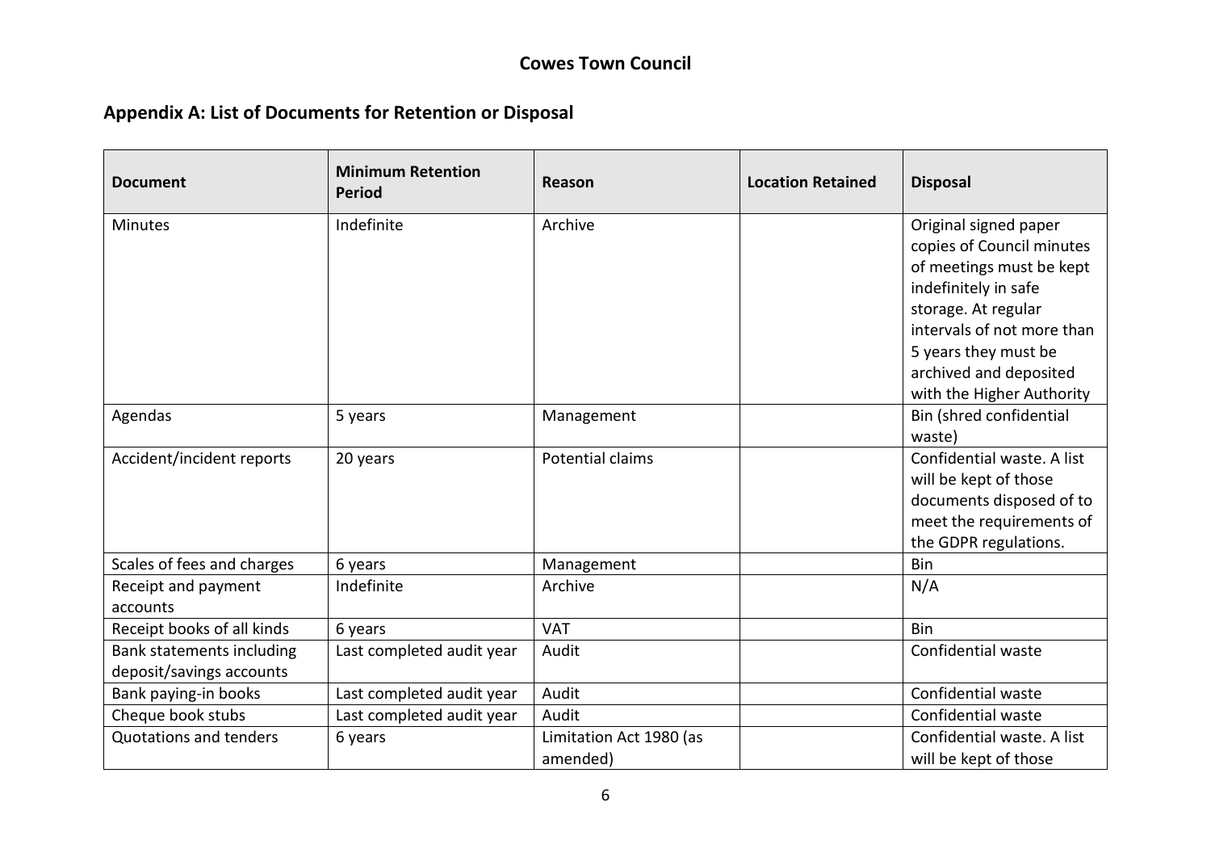**Cowes Town Council**

## Appendix A: List of Documents for Retention or Disposal

| Document | Minimum Retention Period | Reason | Location Retained | Disposal |
|---|---|---|---|---|
| Minutes | Indefinite | Archive | | Original signed paper copies of Council minutes of meetings must be kept indefinitely in safe storage. At regular intervals of not more than 5 years they must be archived and deposited with the Higher Authority |
| Agendas | 5 years | Management | | Bin (shred confidential waste) |
| Accident/incident reports | 20 years | Potential claims | | Confidential waste. A list will be kept of those documents disposed of to meet the requirements of the GDPR regulations. |
| Scales of fees and charges | 6 years | Management | | Bin |
| Receipt and payment accounts | Indefinite | Archive | | N/A |
| Receipt books of all kinds | 6 years | VAT | | Bin |
| Bank statements including deposit/savings accounts | Last completed audit year | Audit | | Confidential waste |
| Bank paying-in books | Last completed audit year | Audit | | Confidential waste |
| Cheque book stubs | Last completed audit year | Audit | | Confidential waste |
| Quotations and tenders | 6 years | Limitation Act 1980 (as amended) | | Confidential waste. A list will be kept of those |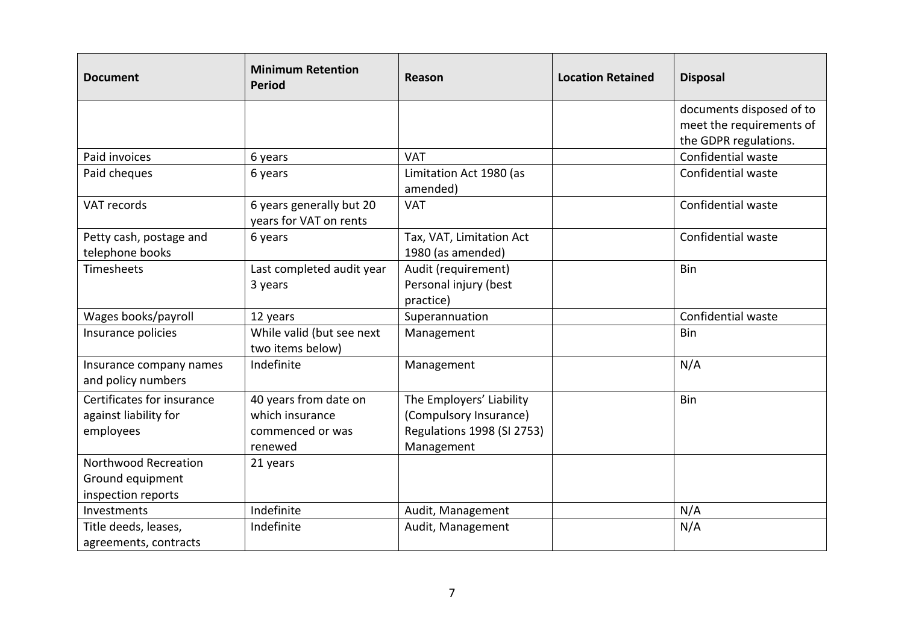| Document | Minimum Retention Period | Reason | Location Retained | Disposal |
|---|---|---|---|---|
| | | | | documents disposed of to meet the requirements of the GDPR regulations. |
| Paid invoices | 6 years | VAT | | Confidential waste |
| Paid cheques | 6 years | Limitation Act 1980 (as amended) | | Confidential waste |
| VAT records | 6 years generally but 20 years for VAT on rents | VAT | | Confidential waste |
| Petty cash, postage and telephone books | 6 years | Tax, VAT, Limitation Act 1980 (as amended) | | Confidential waste |
| Timesheets | Last completed audit year 3 years | Audit (requirement) Personal injury (best practice) | | Bin |
| Wages books/payroll | 12 years | Superannuation | | Confidential waste |
| Insurance policies | While valid (but see next two items below) | Management | | Bin |
| Insurance company names and policy numbers | Indefinite | Management | | N/A |
| Certificates for insurance against liability for employees | 40 years from date on which insurance commenced or was renewed | The Employers' Liability (Compulsory Insurance) Regulations 1998 (SI 2753) Management | | Bin |
| Northwood Recreation Ground equipment inspection reports | 21 years | | | |
| Investments | Indefinite | Audit, Management | | N/A |
| Title deeds, leases, agreements, contracts | Indefinite | Audit, Management | | N/A |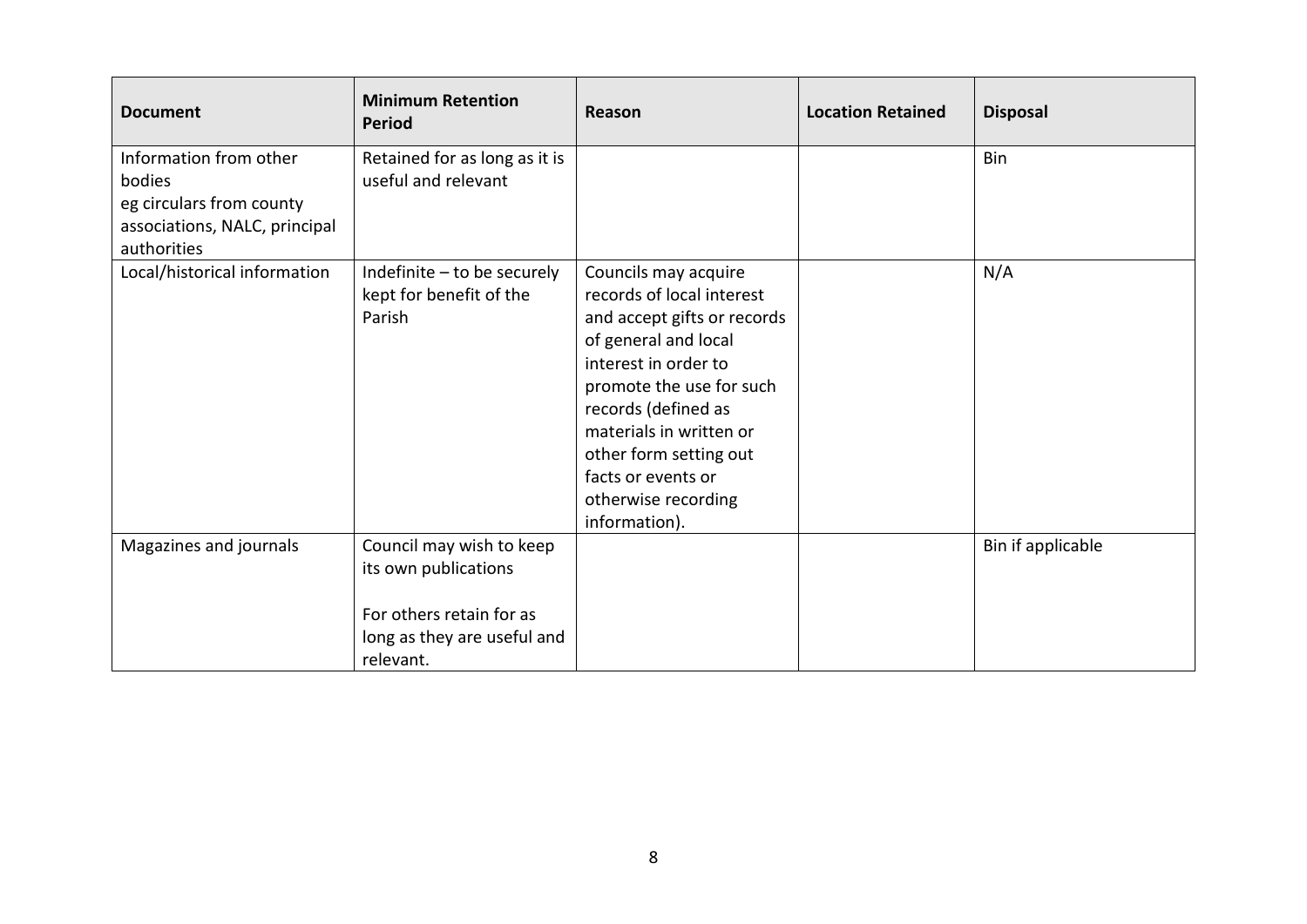| Document | Minimum Retention Period | Reason | Location Retained | Disposal |
|---|---|---|---|---|
| Information from other bodies<br>eg circulars from county associations, NALC, principal authorities | Retained for as long as it is useful and relevant | | | Bin |
| Local/historical information | Indefinite – to be securely kept for benefit of the Parish | Councils may acquire records of local interest and accept gifts or records of general and local interest in order to promote the use for such records (defined as materials in written or other form setting out facts or events or otherwise recording information). | | N/A |
| Magazines and journals | Council may wish to keep its own publications<br><br>For others retain for as long as they are useful and relevant. | | | Bin if applicable |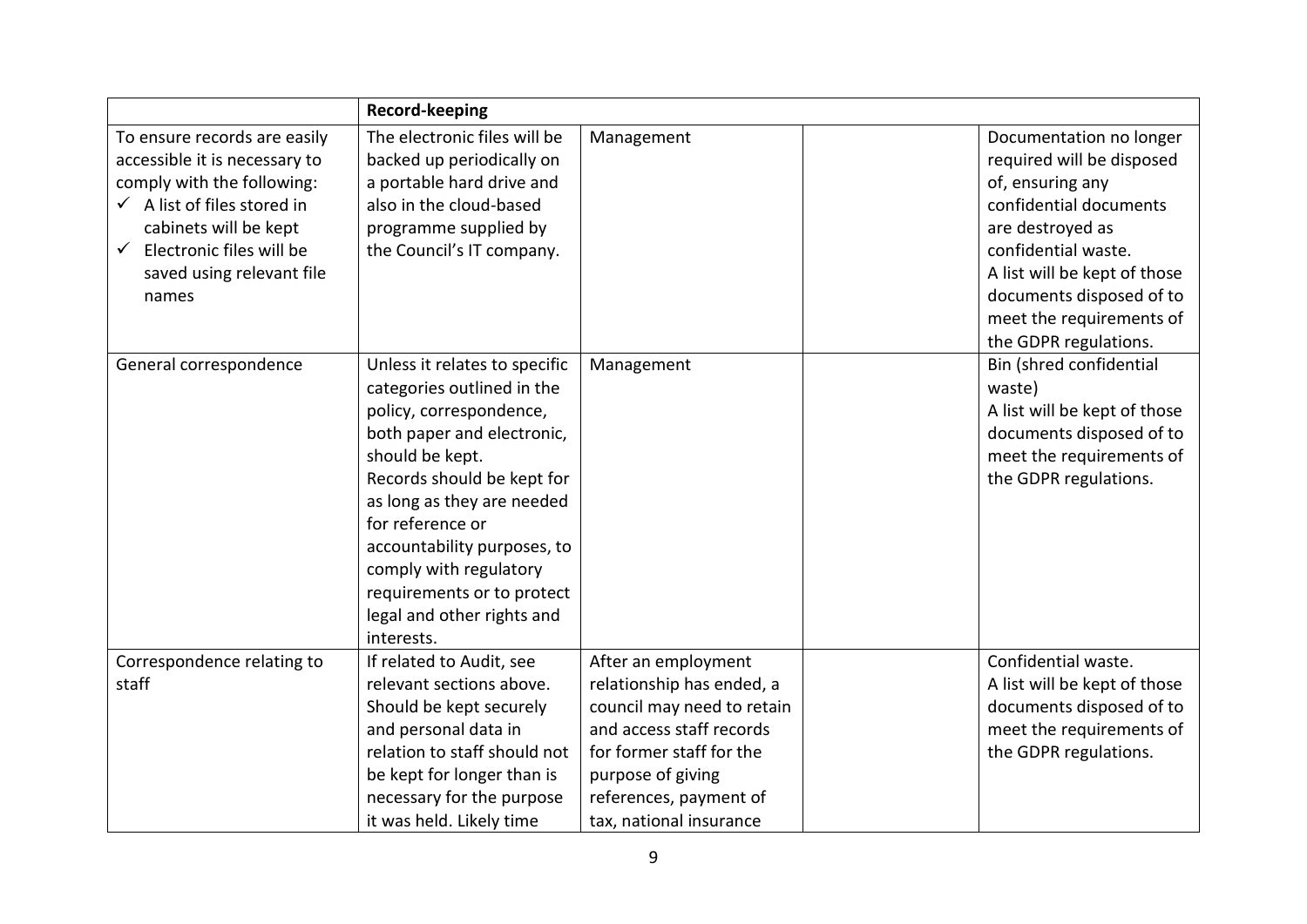| | **Record-keeping** | | | |
|---|---|---|---|---|
| To ensure records are easily accessible it is necessary to comply with the following:<br>✓ A list of files stored in cabinets will be kept<br>✓ Electronic files will be saved using relevant file names | The electronic files will be backed up periodically on a portable hard drive and also in the cloud-based programme supplied by the Council's IT company. | Management | | Documentation no longer required will be disposed of, ensuring any confidential documents are destroyed as confidential waste.<br>A list will be kept of those documents disposed of to meet the requirements of the GDPR regulations. |
| General correspondence | Unless it relates to specific categories outlined in the policy, correspondence, both paper and electronic, should be kept.<br>Records should be kept for as long as they are needed for reference or accountability purposes, to comply with regulatory requirements or to protect legal and other rights and interests. | Management | | Bin (shred confidential waste)<br>A list will be kept of those documents disposed of to meet the requirements of the GDPR regulations. |
| Correspondence relating to staff | If related to Audit, see relevant sections above.<br>Should be kept securely and personal data in relation to staff should not be kept for longer than is necessary for the purpose it was held. Likely time | After an employment relationship has ended, a council may need to retain and access staff records for former staff for the purpose of giving references, payment of tax, national insurance | | Confidential waste.<br>A list will be kept of those documents disposed of to meet the requirements of the GDPR regulations. |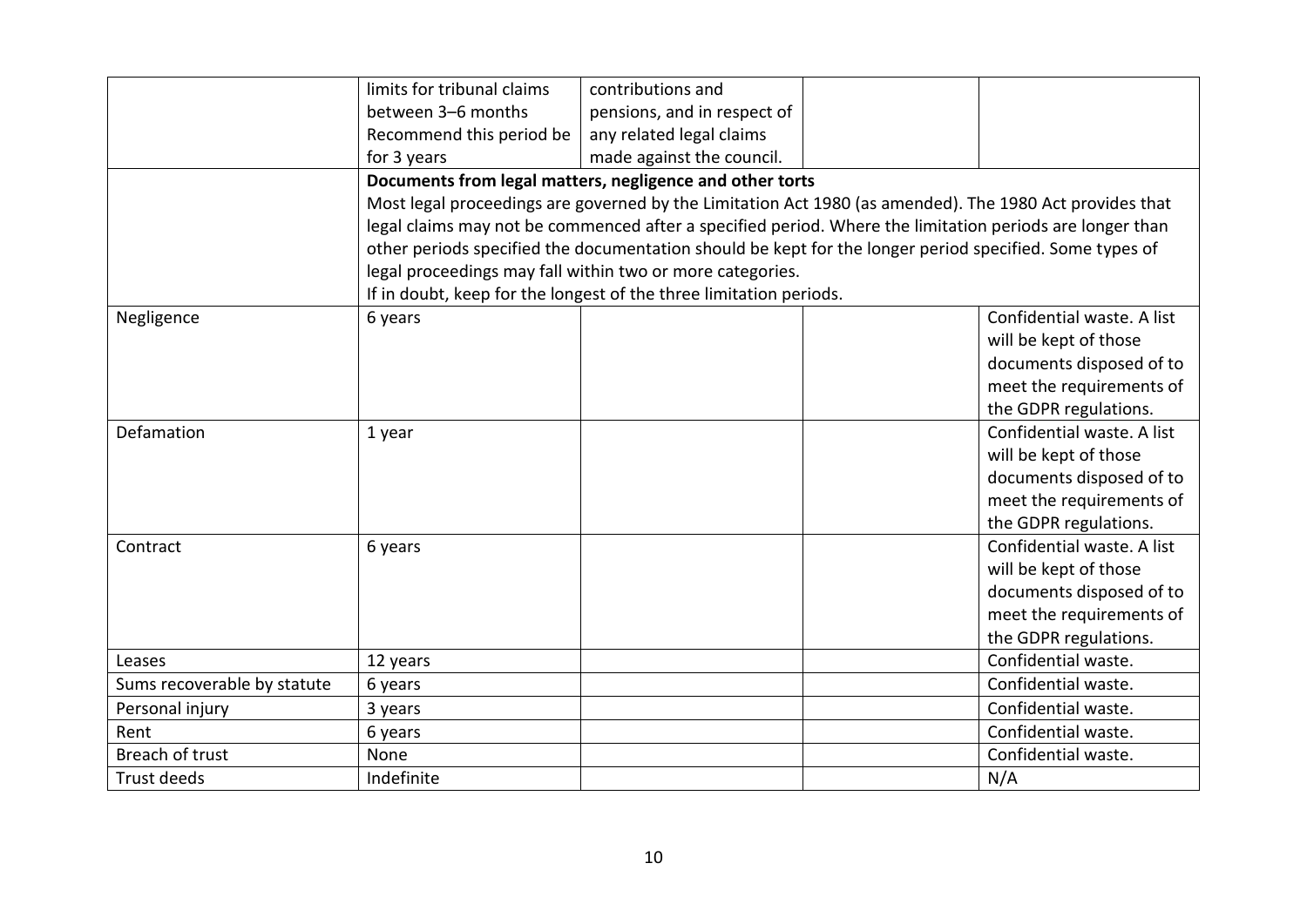| | | | | |
|---|---|---|---|---|
| | limits for tribunal claims between 3–6 months Recommend this period be for 3 years | contributions and pensions, and in respect of any related legal claims made against the council. | | |
| | **Documents from legal matters, negligence and other torts** Most legal proceedings are governed by the Limitation Act 1980 (as amended). The 1980 Act provides that legal claims may not be commenced after a specified period. Where the limitation periods are longer than other periods specified the documentation should be kept for the longer period specified. Some types of legal proceedings may fall within two or more categories. If in doubt, keep for the longest of the three limitation periods. | | | |
| Negligence | 6 years | | | Confidential waste. A list will be kept of those documents disposed of to meet the requirements of the GDPR regulations. |
| Defamation | 1 year | | | Confidential waste. A list will be kept of those documents disposed of to meet the requirements of the GDPR regulations. |
| Contract | 6 years | | | Confidential waste. A list will be kept of those documents disposed of to meet the requirements of the GDPR regulations. |
| Leases | 12 years | | | Confidential waste. |
| Sums recoverable by statute | 6 years | | | Confidential waste. |
| Personal injury | 3 years | | | Confidential waste. |
| Rent | 6 years | | | Confidential waste. |
| Breach of trust | None | | | Confidential waste. |
| Trust deeds | Indefinite | | | N/A |